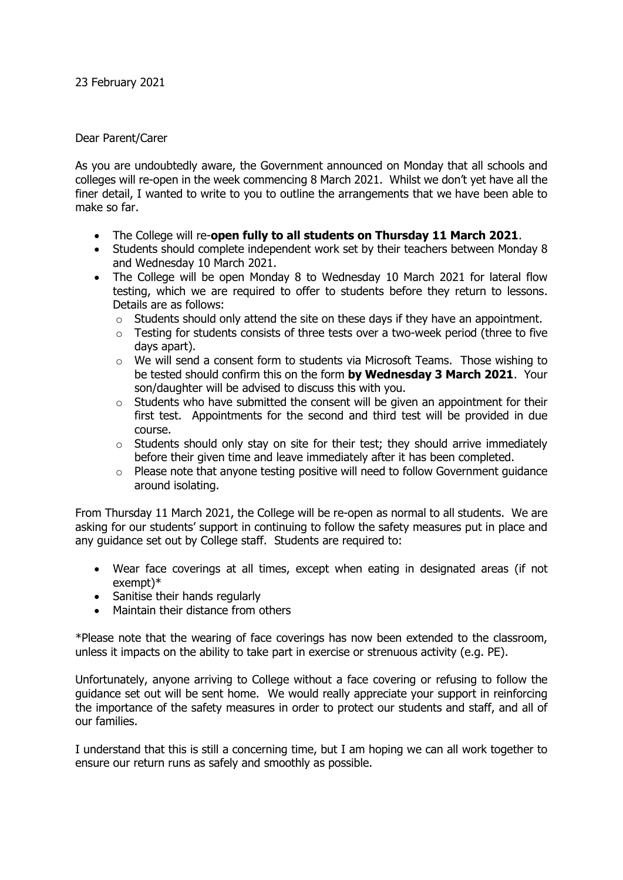23 February 2021

Dear Parent/Carer

As you are undoubtedly aware, the Government announced on Monday that all schools and colleges will re-open in the week commencing 8 March 2021. Whilst we don't yet have all the finer detail, I wanted to write to you to outline the arrangements that we have been able to make so far.

- The College will re-**open fully to all students on Thursday 11 March 2021**.
- Students should complete independent work set by their teachers between Monday 8 and Wednesday 10 March 2021.
- The College will be open Monday 8 to Wednesday 10 March 2021 for lateral flow testing, which we are required to offer to students before they return to lessons. Details are as follows:
  - Students should only attend the site on these days if they have an appointment.
  - Testing for students consists of three tests over a two-week period (three to five days apart).
  - We will send a consent form to students via Microsoft Teams. Those wishing to be tested should confirm this on the form **by Wednesday 3 March 2021**. Your son/daughter will be advised to discuss this with you.
  - Students who have submitted the consent will be given an appointment for their first test. Appointments for the second and third test will be provided in due course.
  - Students should only stay on site for their test; they should arrive immediately before their given time and leave immediately after it has been completed.
  - Please note that anyone testing positive will need to follow Government guidance around isolating.

From Thursday 11 March 2021, the College will be re-open as normal to all students. We are asking for our students' support in continuing to follow the safety measures put in place and any guidance set out by College staff. Students are required to:

- Wear face coverings at all times, except when eating in designated areas (if not exempt)*
- Sanitise their hands regularly
- Maintain their distance from others

*Please note that the wearing of face coverings has now been extended to the classroom, unless it impacts on the ability to take part in exercise or strenuous activity (e.g. PE).

Unfortunately, anyone arriving to College without a face covering or refusing to follow the guidance set out will be sent home. We would really appreciate your support in reinforcing the importance of the safety measures in order to protect our students and staff, and all of our families.

I understand that this is still a concerning time, but I am hoping we can all work together to ensure our return runs as safely and smoothly as possible.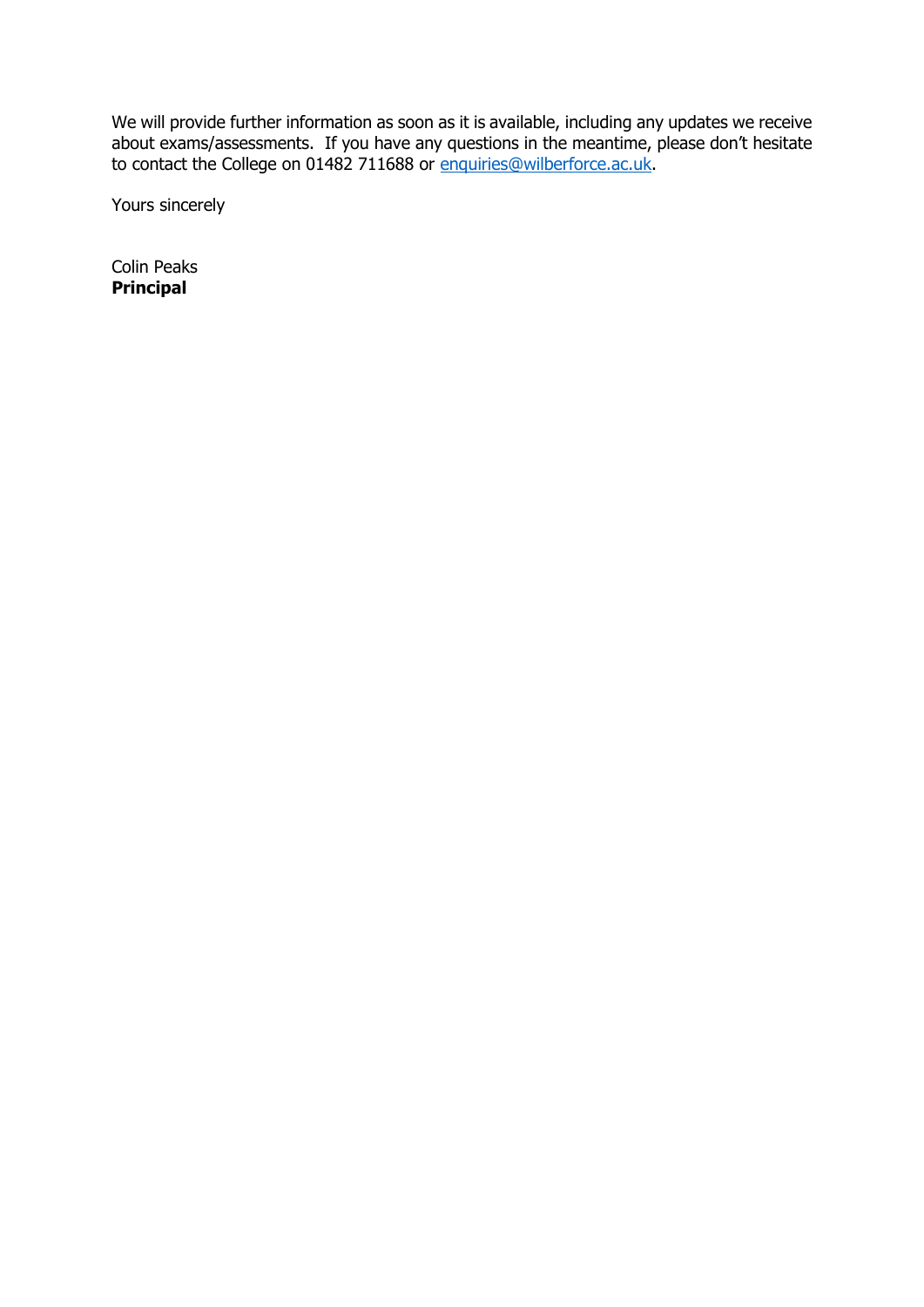We will provide further information as soon as it is available, including any updates we receive about exams/assessments. If you have any questions in the meantime, please don't hesitate to contact the College on 01482 711688 or [enquiries@wilberforce.ac.uk](mailto:enquiries@wilberforce.ac.uk).

Yours sincerely

Colin Peaks
**Principal**